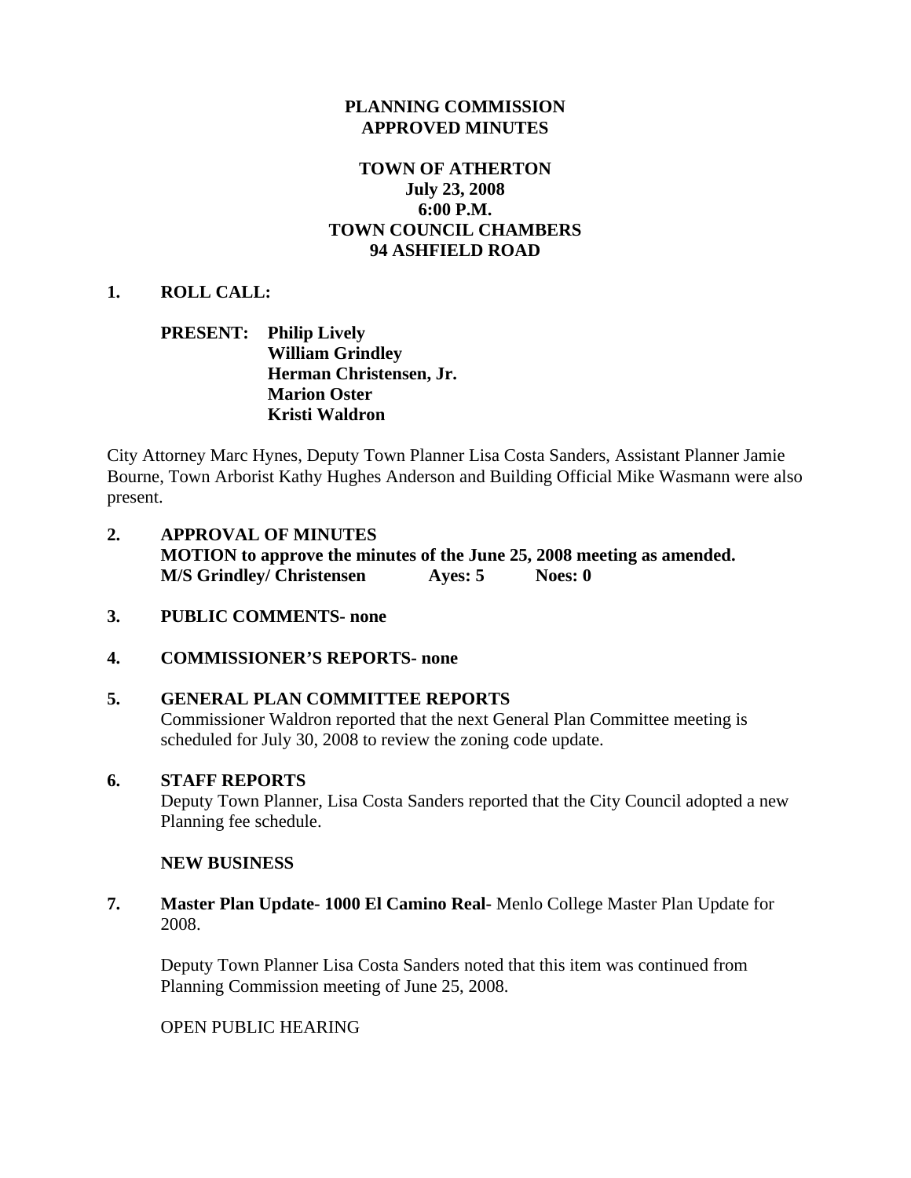**PLANNING COMMISSION**
**APPROVED MINUTES**

**TOWN OF ATHERTON**
**July 23, 2008**
**6:00 P.M.**
**TOWN COUNCIL CHAMBERS**
**94 ASHFIELD ROAD**

**1. ROLL CALL:**

**PRESENT: Philip Lively**
**William Grindley**
**Herman Christensen, Jr.**
**Marion Oster**
**Kristi Waldron**

City Attorney Marc Hynes, Deputy Town Planner Lisa Costa Sanders, Assistant Planner Jamie Bourne, Town Arborist Kathy Hughes Anderson and Building Official Mike Wasmann were also present.

**2. APPROVAL OF MINUTES**
**MOTION to approve the minutes of the June 25, 2008 meeting as amended.**
**M/S Grindley/ Christensen Ayes: 5 Noes: 0**

**3. PUBLIC COMMENTS- none**

**4. COMMISSIONER'S REPORTS- none**

**5. GENERAL PLAN COMMITTEE REPORTS**
Commissioner Waldron reported that the next General Plan Committee meeting is scheduled for July 30, 2008 to review the zoning code update.

**6. STAFF REPORTS**
Deputy Town Planner, Lisa Costa Sanders reported that the City Council adopted a new Planning fee schedule.

**NEW BUSINESS**

**7. Master Plan Update- 1000 El Camino Real-** Menlo College Master Plan Update for 2008.

Deputy Town Planner Lisa Costa Sanders noted that this item was continued from Planning Commission meeting of June 25, 2008.

OPEN PUBLIC HEARING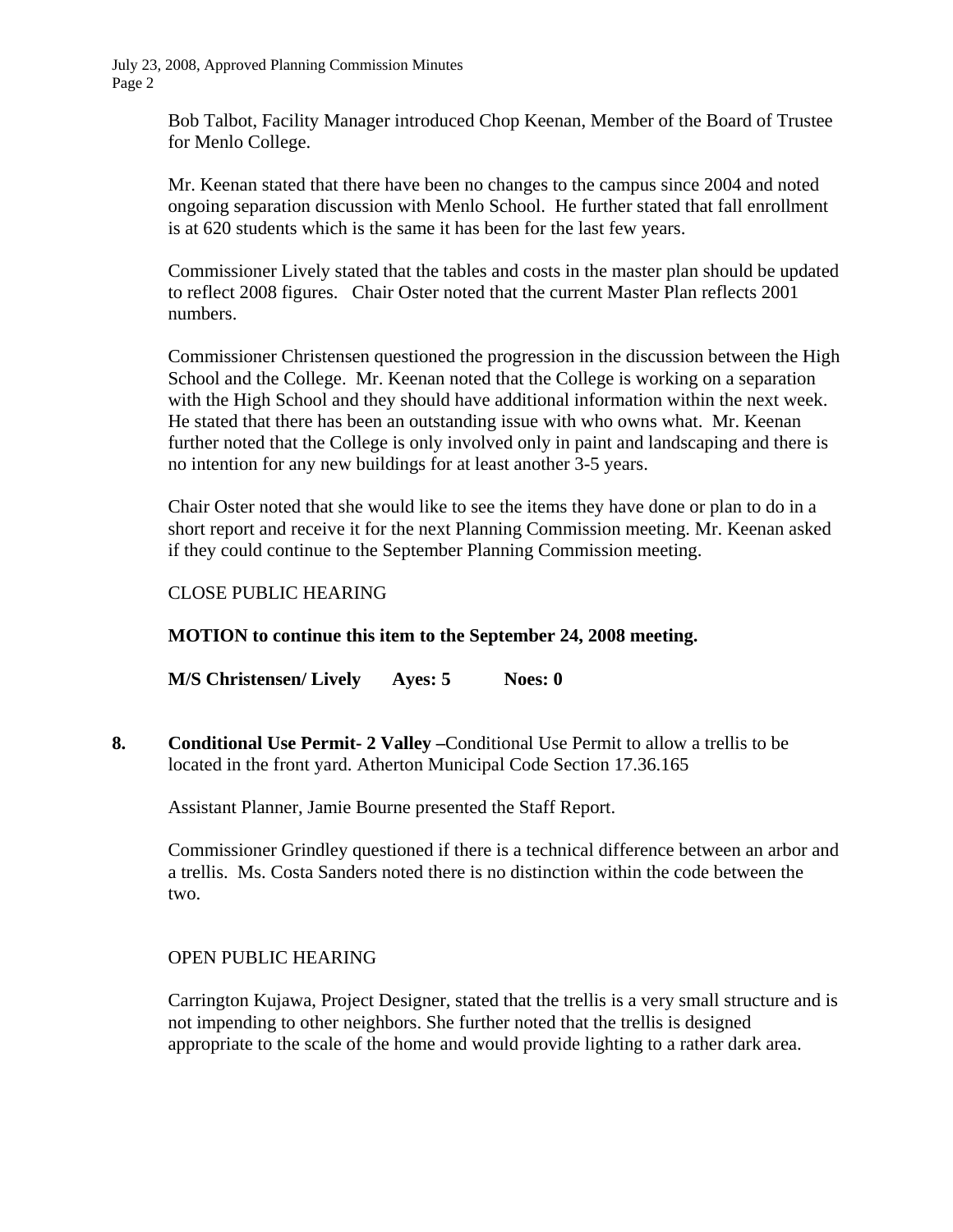Bob Talbot, Facility Manager introduced Chop Keenan, Member of the Board of Trustee for Menlo College.

Mr. Keenan stated that there have been no changes to the campus since 2004 and noted ongoing separation discussion with Menlo School. He further stated that fall enrollment is at 620 students which is the same it has been for the last few years.

Commissioner Lively stated that the tables and costs in the master plan should be updated to reflect 2008 figures. Chair Oster noted that the current Master Plan reflects 2001 numbers.

Commissioner Christensen questioned the progression in the discussion between the High School and the College. Mr. Keenan noted that the College is working on a separation with the High School and they should have additional information within the next week. He stated that there has been an outstanding issue with who owns what. Mr. Keenan further noted that the College is only involved only in paint and landscaping and there is no intention for any new buildings for at least another 3-5 years.

Chair Oster noted that she would like to see the items they have done or plan to do in a short report and receive it for the next Planning Commission meeting. Mr. Keenan asked if they could continue to the September Planning Commission meeting.

CLOSE PUBLIC HEARING

**MOTION to continue this item to the September 24, 2008 meeting.**

**M/S Christensen/ Lively Ayes: 5 Noes: 0**

**8. Conditional Use Permit- 2 Valley –**Conditional Use Permit to allow a trellis to be located in the front yard. Atherton Municipal Code Section 17.36.165

Assistant Planner, Jamie Bourne presented the Staff Report.

Commissioner Grindley questioned if there is a technical difference between an arbor and a trellis. Ms. Costa Sanders noted there is no distinction within the code between the two.

OPEN PUBLIC HEARING

Carrington Kujawa, Project Designer, stated that the trellis is a very small structure and is not impending to other neighbors. She further noted that the trellis is designed appropriate to the scale of the home and would provide lighting to a rather dark area.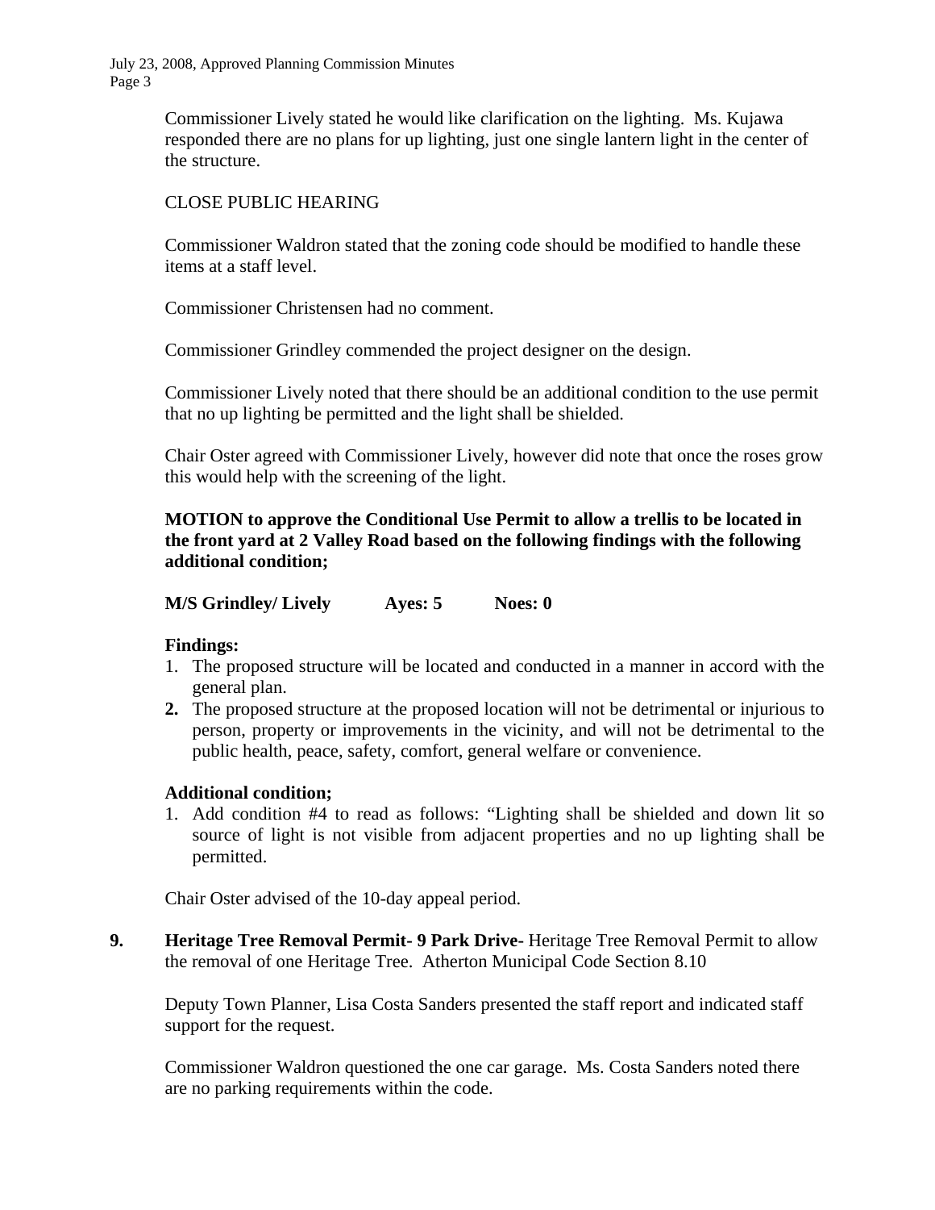Commissioner Lively stated he would like clarification on the lighting. Ms. Kujawa responded there are no plans for up lighting, just one single lantern light in the center of the structure.

CLOSE PUBLIC HEARING

Commissioner Waldron stated that the zoning code should be modified to handle these items at a staff level.

Commissioner Christensen had no comment.

Commissioner Grindley commended the project designer on the design.

Commissioner Lively noted that there should be an additional condition to the use permit that no up lighting be permitted and the light shall be shielded.

Chair Oster agreed with Commissioner Lively, however did note that once the roses grow this would help with the screening of the light.

**MOTION to approve the Conditional Use Permit to allow a trellis to be located in the front yard at 2 Valley Road based on the following findings with the following additional condition;**

**M/S Grindley/ Lively Ayes: 5 Noes: 0**

**Findings:**

1. The proposed structure will be located and conducted in a manner in accord with the general plan.
2. The proposed structure at the proposed location will not be detrimental or injurious to person, property or improvements in the vicinity, and will not be detrimental to the public health, peace, safety, comfort, general welfare or convenience.

**Additional condition;**

1. Add condition #4 to read as follows: "Lighting shall be shielded and down lit so source of light is not visible from adjacent properties and no up lighting shall be permitted.

Chair Oster advised of the 10-day appeal period.

**9. Heritage Tree Removal Permit- 9 Park Drive-** Heritage Tree Removal Permit to allow the removal of one Heritage Tree. Atherton Municipal Code Section 8.10

Deputy Town Planner, Lisa Costa Sanders presented the staff report and indicated staff support for the request.

Commissioner Waldron questioned the one car garage. Ms. Costa Sanders noted there are no parking requirements within the code.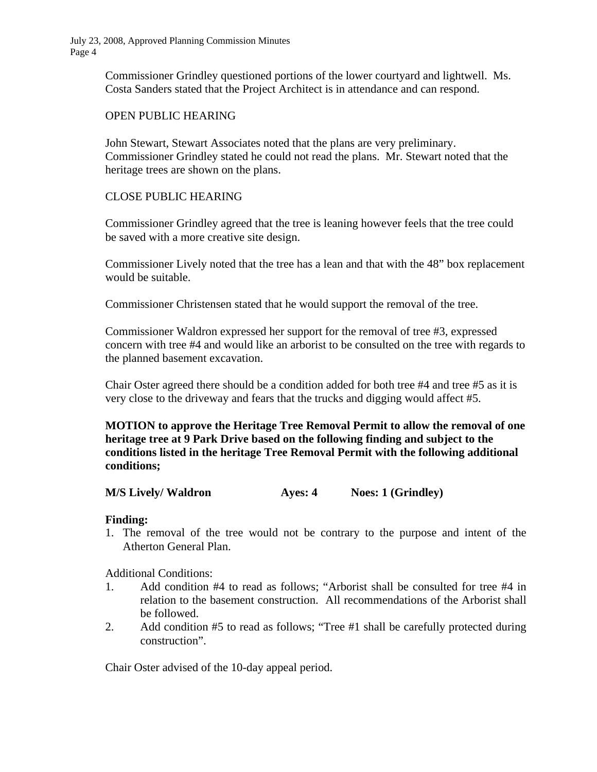Commissioner Grindley questioned portions of the lower courtyard and lightwell. Ms. Costa Sanders stated that the Project Architect is in attendance and can respond.

OPEN PUBLIC HEARING

John Stewart, Stewart Associates noted that the plans are very preliminary. Commissioner Grindley stated he could not read the plans. Mr. Stewart noted that the heritage trees are shown on the plans.

CLOSE PUBLIC HEARING

Commissioner Grindley agreed that the tree is leaning however feels that the tree could be saved with a more creative site design.

Commissioner Lively noted that the tree has a lean and that with the 48" box replacement would be suitable.

Commissioner Christensen stated that he would support the removal of the tree.

Commissioner Waldron expressed her support for the removal of tree #3, expressed concern with tree #4 and would like an arborist to be consulted on the tree with regards to the planned basement excavation.

Chair Oster agreed there should be a condition added for both tree #4 and tree #5 as it is very close to the driveway and fears that the trucks and digging would affect #5.

**MOTION to approve the Heritage Tree Removal Permit to allow the removal of one heritage tree at 9 Park Drive based on the following finding and subject to the conditions listed in the heritage Tree Removal Permit with the following additional conditions;**

**M/S Lively/ Waldron  Ayes: 4  Noes: 1 (Grindley)**

**Finding:**

1. The removal of the tree would not be contrary to the purpose and intent of the Atherton General Plan.

Additional Conditions:

1. Add condition #4 to read as follows; "Arborist shall be consulted for tree #4 in relation to the basement construction. All recommendations of the Arborist shall be followed.
2. Add condition #5 to read as follows; "Tree #1 shall be carefully protected during construction".

Chair Oster advised of the 10-day appeal period.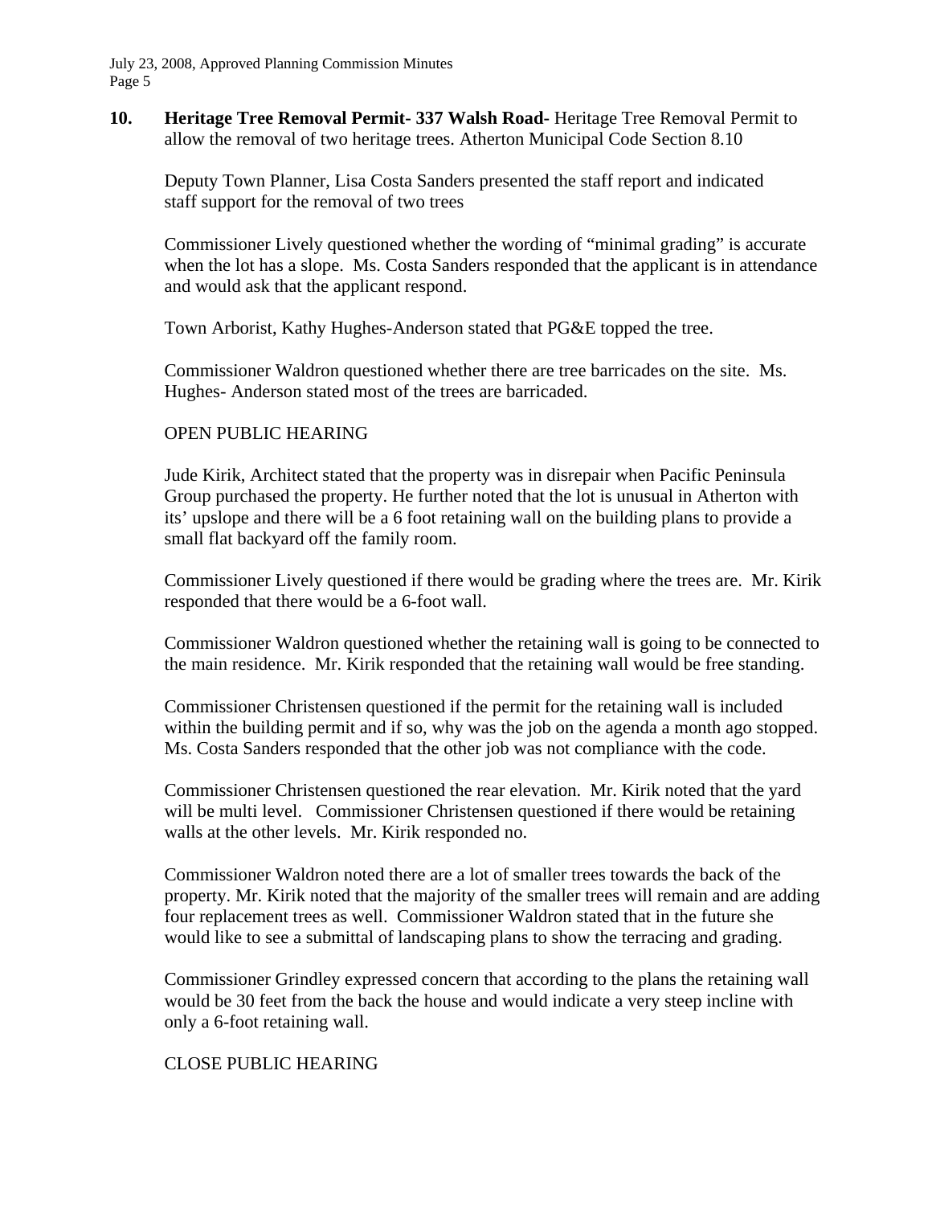**10. Heritage Tree Removal Permit- 337 Walsh Road-** Heritage Tree Removal Permit to allow the removal of two heritage trees. Atherton Municipal Code Section 8.10

Deputy Town Planner, Lisa Costa Sanders presented the staff report and indicated staff support for the removal of two trees

Commissioner Lively questioned whether the wording of "minimal grading" is accurate when the lot has a slope. Ms. Costa Sanders responded that the applicant is in attendance and would ask that the applicant respond.

Town Arborist, Kathy Hughes-Anderson stated that PG&E topped the tree.

Commissioner Waldron questioned whether there are tree barricades on the site. Ms. Hughes- Anderson stated most of the trees are barricaded.

OPEN PUBLIC HEARING

Jude Kirik, Architect stated that the property was in disrepair when Pacific Peninsula Group purchased the property. He further noted that the lot is unusual in Atherton with its' upslope and there will be a 6 foot retaining wall on the building plans to provide a small flat backyard off the family room.

Commissioner Lively questioned if there would be grading where the trees are. Mr. Kirik responded that there would be a 6-foot wall.

Commissioner Waldron questioned whether the retaining wall is going to be connected to the main residence. Mr. Kirik responded that the retaining wall would be free standing.

Commissioner Christensen questioned if the permit for the retaining wall is included within the building permit and if so, why was the job on the agenda a month ago stopped. Ms. Costa Sanders responded that the other job was not compliance with the code.

Commissioner Christensen questioned the rear elevation. Mr. Kirik noted that the yard will be multi level. Commissioner Christensen questioned if there would be retaining walls at the other levels. Mr. Kirik responded no.

Commissioner Waldron noted there are a lot of smaller trees towards the back of the property. Mr. Kirik noted that the majority of the smaller trees will remain and are adding four replacement trees as well. Commissioner Waldron stated that in the future she would like to see a submittal of landscaping plans to show the terracing and grading.

Commissioner Grindley expressed concern that according to the plans the retaining wall would be 30 feet from the back the house and would indicate a very steep incline with only a 6-foot retaining wall.

CLOSE PUBLIC HEARING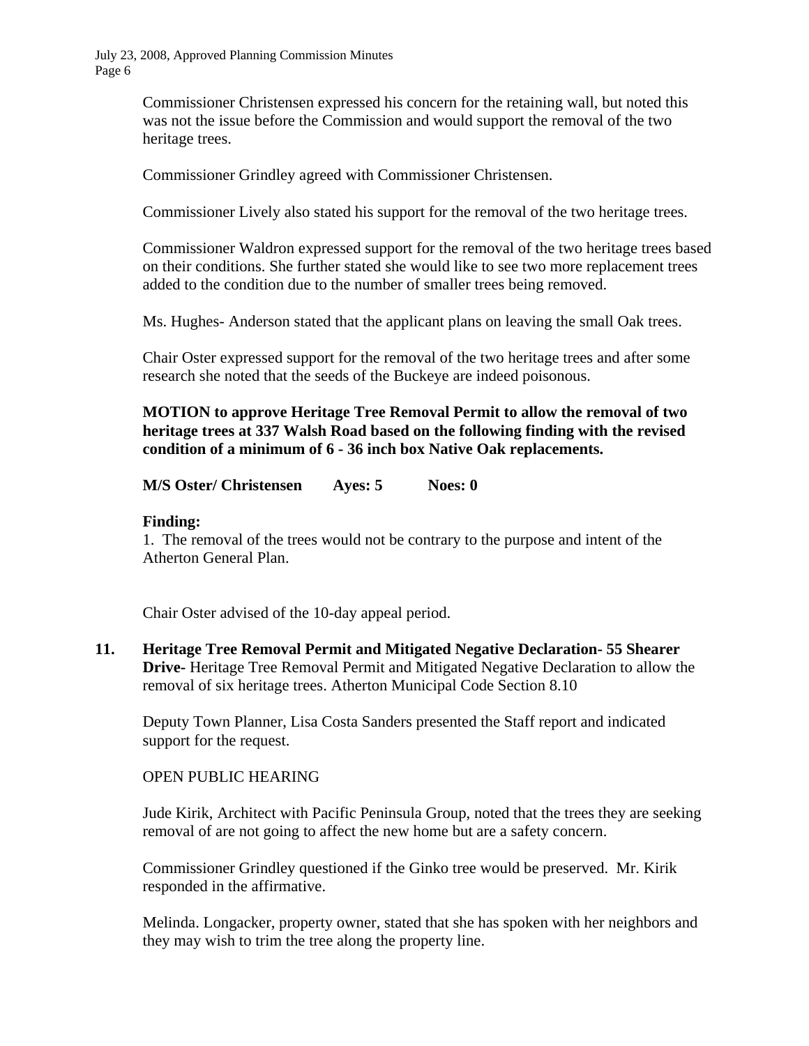Commissioner Christensen expressed his concern for the retaining wall, but noted this was not the issue before the Commission and would support the removal of the two heritage trees.

Commissioner Grindley agreed with Commissioner Christensen.

Commissioner Lively also stated his support for the removal of the two heritage trees.

Commissioner Waldron expressed support for the removal of the two heritage trees based on their conditions. She further stated she would like to see two more replacement trees added to the condition due to the number of smaller trees being removed.

Ms. Hughes- Anderson stated that the applicant plans on leaving the small Oak trees.

Chair Oster expressed support for the removal of the two heritage trees and after some research she noted that the seeds of the Buckeye are indeed poisonous.

**MOTION to approve Heritage Tree Removal Permit to allow the removal of two heritage trees at 337 Walsh Road based on the following finding with the revised condition of a minimum of 6 - 36 inch box Native Oak replacements.**

**M/S Oster/ Christensen  Ayes: 5  Noes: 0**

**Finding:**

1. The removal of the trees would not be contrary to the purpose and intent of the Atherton General Plan.

Chair Oster advised of the 10-day appeal period.

**11. Heritage Tree Removal Permit and Mitigated Negative Declaration- 55 Shearer Drive-** Heritage Tree Removal Permit and Mitigated Negative Declaration to allow the removal of six heritage trees. Atherton Municipal Code Section 8.10

Deputy Town Planner, Lisa Costa Sanders presented the Staff report and indicated support for the request.

OPEN PUBLIC HEARING

Jude Kirik, Architect with Pacific Peninsula Group, noted that the trees they are seeking removal of are not going to affect the new home but are a safety concern.

Commissioner Grindley questioned if the Ginko tree would be preserved. Mr. Kirik responded in the affirmative.

Melinda. Longacker, property owner, stated that she has spoken with her neighbors and they may wish to trim the tree along the property line.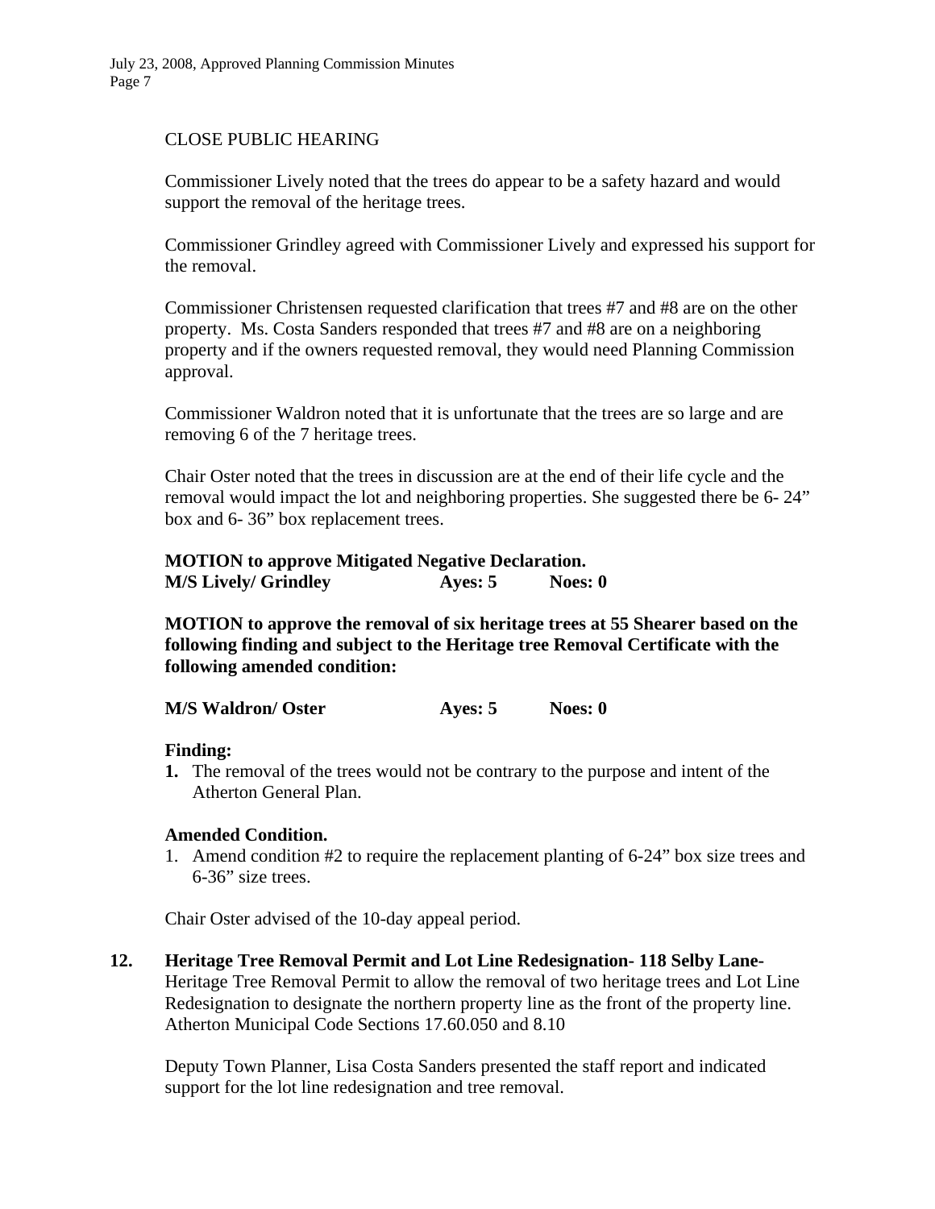CLOSE PUBLIC HEARING

Commissioner Lively noted that the trees do appear to be a safety hazard and would support the removal of the heritage trees.

Commissioner Grindley agreed with Commissioner Lively and expressed his support for the removal.

Commissioner Christensen requested clarification that trees #7 and #8 are on the other property. Ms. Costa Sanders responded that trees #7 and #8 are on a neighboring property and if the owners requested removal, they would need Planning Commission approval.

Commissioner Waldron noted that it is unfortunate that the trees are so large and are removing 6 of the 7 heritage trees.

Chair Oster noted that the trees in discussion are at the end of their life cycle and the removal would impact the lot and neighboring properties. She suggested there be 6- 24" box and 6- 36" box replacement trees.

**MOTION to approve Mitigated Negative Declaration.**
**M/S Lively/ Grindley          Ayes: 5          Noes: 0**

**MOTION to approve the removal of six heritage trees at 55 Shearer based on the following finding and subject to the Heritage tree Removal Certificate with the following amended condition:**

**M/S Waldron/ Oster          Ayes: 5          Noes: 0**

**Finding:**

1. The removal of the trees would not be contrary to the purpose and intent of the Atherton General Plan.

**Amended Condition.**

1. Amend condition #2 to require the replacement planting of 6-24" box size trees and 6-36" size trees.

Chair Oster advised of the 10-day appeal period.

**12. Heritage Tree Removal Permit and Lot Line Redesignation- 118 Selby Lane-** Heritage Tree Removal Permit to allow the removal of two heritage trees and Lot Line Redesignation to designate the northern property line as the front of the property line. Atherton Municipal Code Sections 17.60.050 and 8.10

Deputy Town Planner, Lisa Costa Sanders presented the staff report and indicated support for the lot line redesignation and tree removal.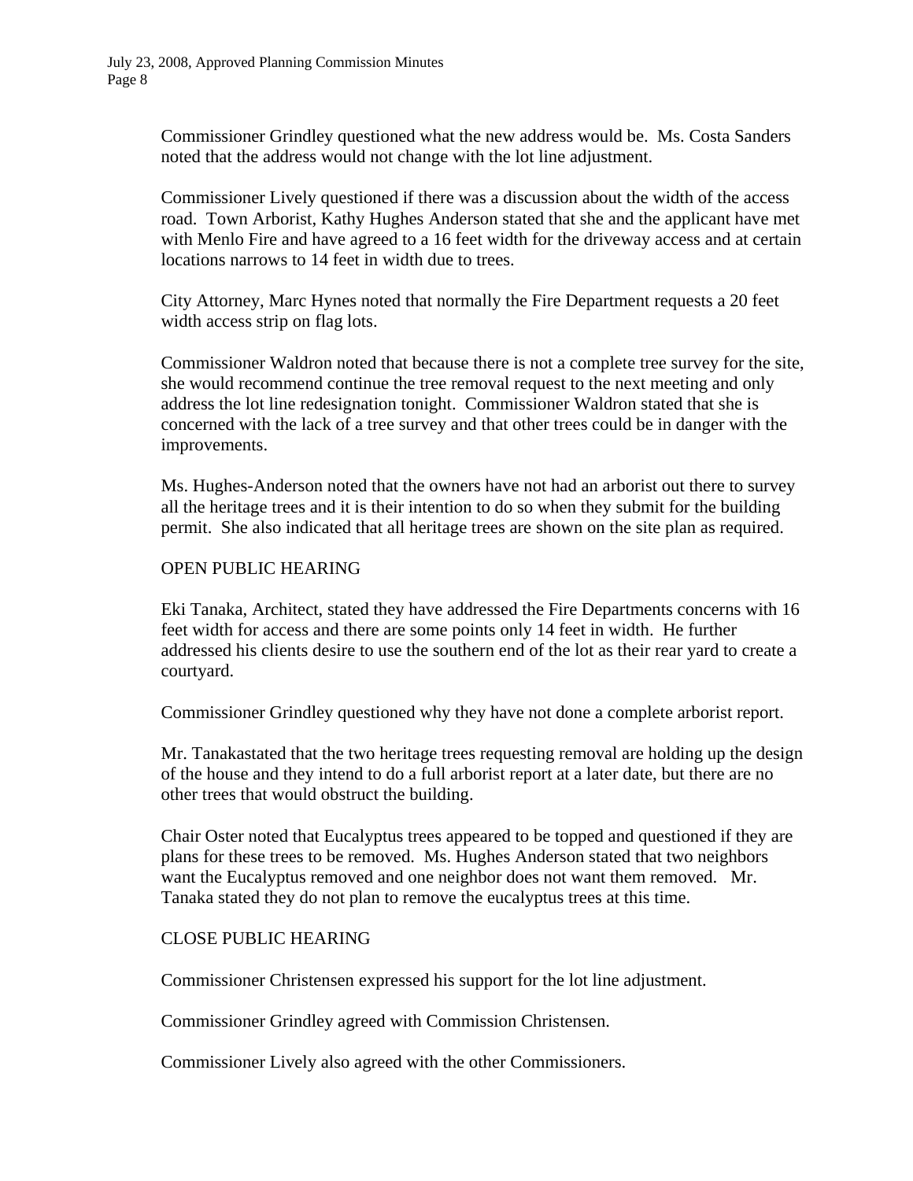Commissioner Grindley questioned what the new address would be. Ms. Costa Sanders noted that the address would not change with the lot line adjustment.

Commissioner Lively questioned if there was a discussion about the width of the access road. Town Arborist, Kathy Hughes Anderson stated that she and the applicant have met with Menlo Fire and have agreed to a 16 feet width for the driveway access and at certain locations narrows to 14 feet in width due to trees.

City Attorney, Marc Hynes noted that normally the Fire Department requests a 20 feet width access strip on flag lots.

Commissioner Waldron noted that because there is not a complete tree survey for the site, she would recommend continue the tree removal request to the next meeting and only address the lot line redesignation tonight. Commissioner Waldron stated that she is concerned with the lack of a tree survey and that other trees could be in danger with the improvements.

Ms. Hughes-Anderson noted that the owners have not had an arborist out there to survey all the heritage trees and it is their intention to do so when they submit for the building permit. She also indicated that all heritage trees are shown on the site plan as required.

OPEN PUBLIC HEARING

Eki Tanaka, Architect, stated they have addressed the Fire Departments concerns with 16 feet width for access and there are some points only 14 feet in width. He further addressed his clients desire to use the southern end of the lot as their rear yard to create a courtyard.

Commissioner Grindley questioned why they have not done a complete arborist report.

Mr. Tanakastated that the two heritage trees requesting removal are holding up the design of the house and they intend to do a full arborist report at a later date, but there are no other trees that would obstruct the building.

Chair Oster noted that Eucalyptus trees appeared to be topped and questioned if they are plans for these trees to be removed. Ms. Hughes Anderson stated that two neighbors want the Eucalyptus removed and one neighbor does not want them removed. Mr. Tanaka stated they do not plan to remove the eucalyptus trees at this time.

CLOSE PUBLIC HEARING

Commissioner Christensen expressed his support for the lot line adjustment.

Commissioner Grindley agreed with Commission Christensen.

Commissioner Lively also agreed with the other Commissioners.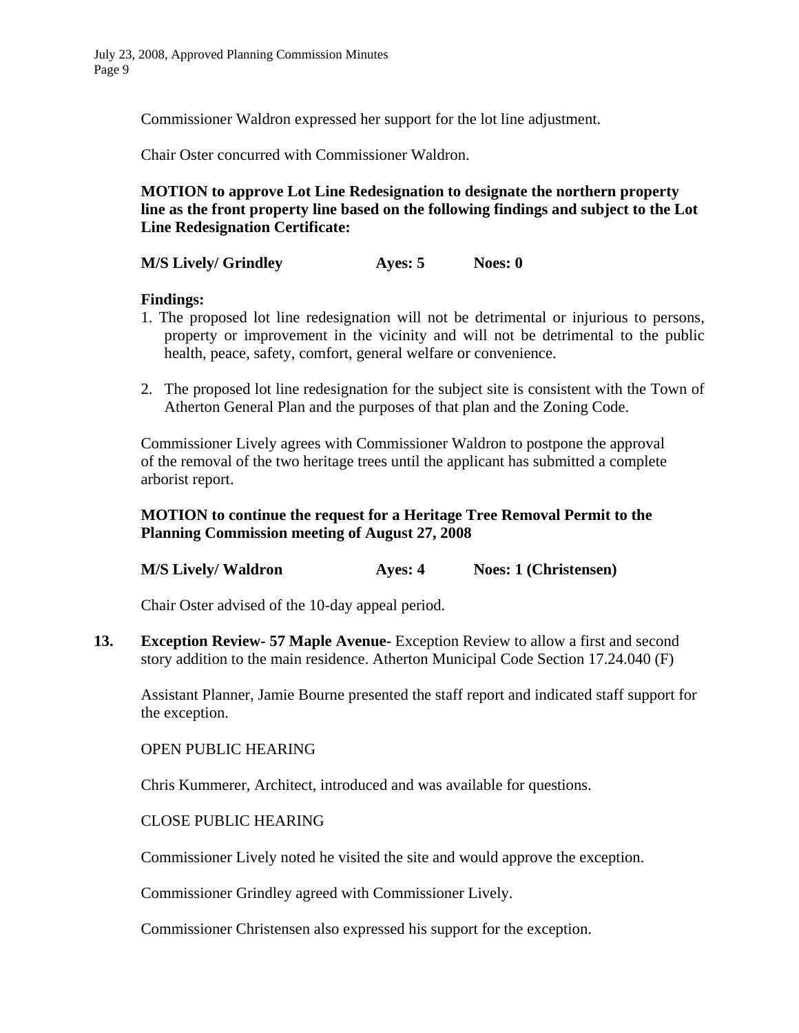Commissioner Waldron expressed her support for the lot line adjustment.

Chair Oster concurred with Commissioner Waldron.

**MOTION to approve Lot Line Redesignation to designate the northern property line as the front property line based on the following findings and subject to the Lot Line Redesignation Certificate:**

**M/S Lively/ Grindley          Ayes: 5          Noes: 0**

**Findings:**

1. The proposed lot line redesignation will not be detrimental or injurious to persons, property or improvement in the vicinity and will not be detrimental to the public health, peace, safety, comfort, general welfare or convenience.

2. The proposed lot line redesignation for the subject site is consistent with the Town of Atherton General Plan and the purposes of that plan and the Zoning Code.

Commissioner Lively agrees with Commissioner Waldron to postpone the approval of the removal of the two heritage trees until the applicant has submitted a complete arborist report.

**MOTION to continue the request for a Heritage Tree Removal Permit to the Planning Commission meeting of August 27, 2008**

**M/S Lively/ Waldron          Ayes: 4          Noes: 1 (Christensen)**

Chair Oster advised of the 10-day appeal period.

**13. Exception Review- 57 Maple Avenue-** Exception Review to allow a first and second story addition to the main residence. Atherton Municipal Code Section 17.24.040 (F)

Assistant Planner, Jamie Bourne presented the staff report and indicated staff support for the exception.

OPEN PUBLIC HEARING

Chris Kummerer, Architect, introduced and was available for questions.

CLOSE PUBLIC HEARING

Commissioner Lively noted he visited the site and would approve the exception.

Commissioner Grindley agreed with Commissioner Lively.

Commissioner Christensen also expressed his support for the exception.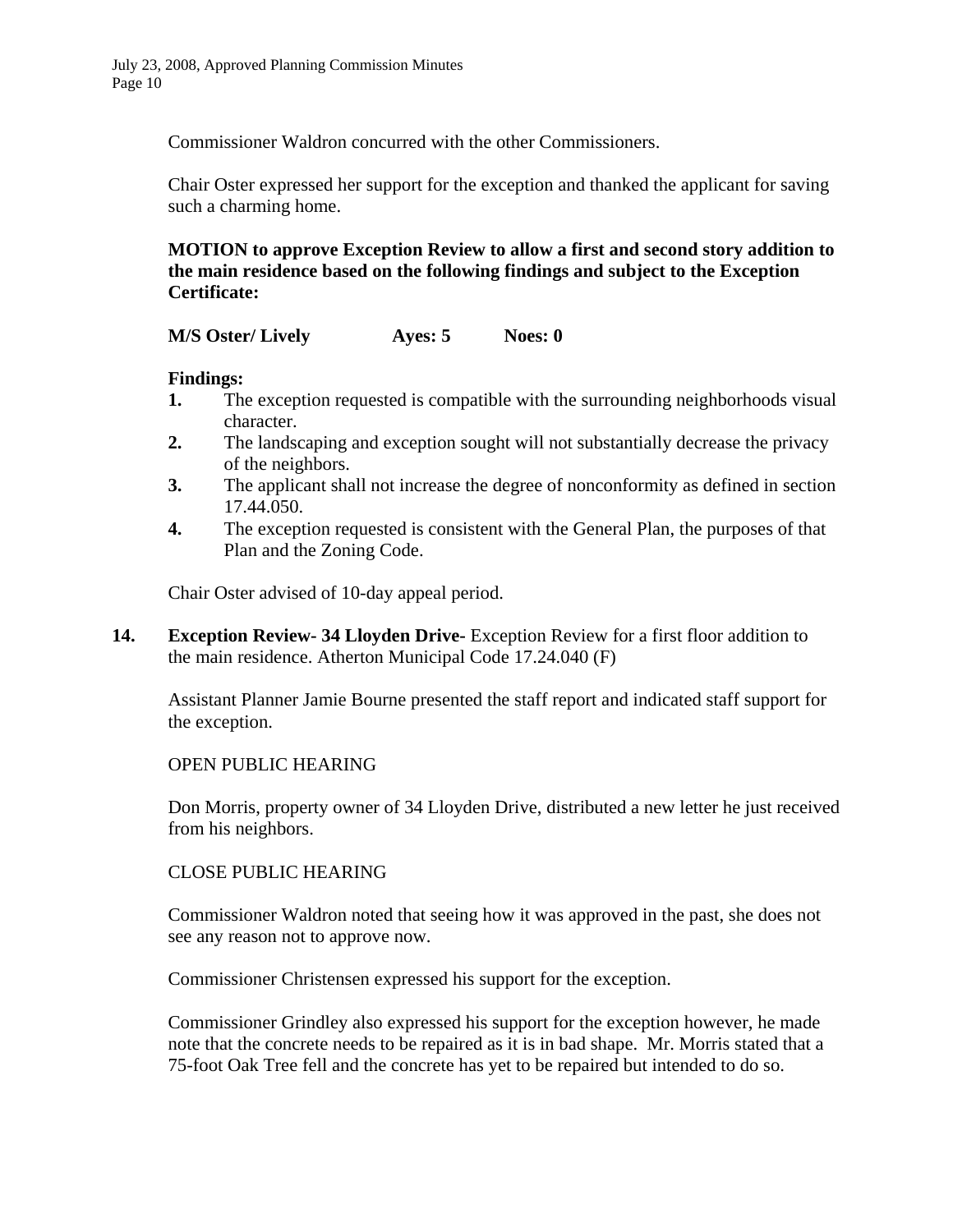Commissioner Waldron concurred with the other Commissioners.

Chair Oster expressed her support for the exception and thanked the applicant for saving such a charming home.

**MOTION to approve Exception Review to allow a first and second story addition to the main residence based on the following findings and subject to the Exception Certificate:**

**M/S Oster/ Lively Ayes: 5 Noes: 0**

**Findings:**

1. The exception requested is compatible with the surrounding neighborhoods visual character.
2. The landscaping and exception sought will not substantially decrease the privacy of the neighbors.
3. The applicant shall not increase the degree of nonconformity as defined in section 17.44.050.
4. The exception requested is consistent with the General Plan, the purposes of that Plan and the Zoning Code.

Chair Oster advised of 10-day appeal period.

**14. Exception Review- 34 Lloyden Drive-** Exception Review for a first floor addition to the main residence. Atherton Municipal Code 17.24.040 (F)

Assistant Planner Jamie Bourne presented the staff report and indicated staff support for the exception.

OPEN PUBLIC HEARING

Don Morris, property owner of 34 Lloyden Drive, distributed a new letter he just received from his neighbors.

CLOSE PUBLIC HEARING

Commissioner Waldron noted that seeing how it was approved in the past, she does not see any reason not to approve now.

Commissioner Christensen expressed his support for the exception.

Commissioner Grindley also expressed his support for the exception however, he made note that the concrete needs to be repaired as it is in bad shape. Mr. Morris stated that a 75-foot Oak Tree fell and the concrete has yet to be repaired but intended to do so.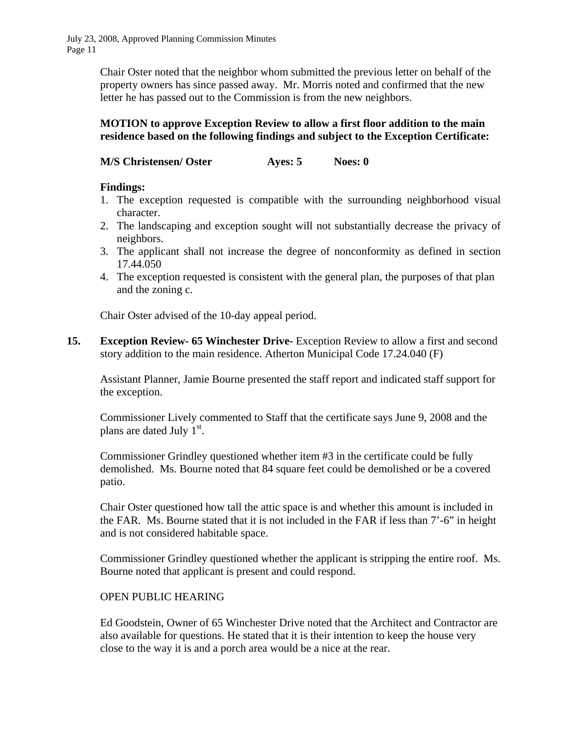Chair Oster noted that the neighbor whom submitted the previous letter on behalf of the property owners has since passed away. Mr. Morris noted and confirmed that the new letter he has passed out to the Commission is from the new neighbors.

**MOTION to approve Exception Review to allow a first floor addition to the main residence based on the following findings and subject to the Exception Certificate:**

**M/S Christensen/ Oster Ayes: 5 Noes: 0**

**Findings:**

1. The exception requested is compatible with the surrounding neighborhood visual character.
2. The landscaping and exception sought will not substantially decrease the privacy of neighbors.
3. The applicant shall not increase the degree of nonconformity as defined in section 17.44.050
4. The exception requested is consistent with the general plan, the purposes of that plan and the zoning c.

Chair Oster advised of the 10-day appeal period.

**15. Exception Review- 65 Winchester Drive-** Exception Review to allow a first and second story addition to the main residence. Atherton Municipal Code 17.24.040 (F)

Assistant Planner, Jamie Bourne presented the staff report and indicated staff support for the exception.

Commissioner Lively commented to Staff that the certificate says June 9, 2008 and the plans are dated July 1st.

Commissioner Grindley questioned whether item #3 in the certificate could be fully demolished. Ms. Bourne noted that 84 square feet could be demolished or be a covered patio.

Chair Oster questioned how tall the attic space is and whether this amount is included in the FAR. Ms. Bourne stated that it is not included in the FAR if less than 7'-6" in height and is not considered habitable space.

Commissioner Grindley questioned whether the applicant is stripping the entire roof. Ms. Bourne noted that applicant is present and could respond.

OPEN PUBLIC HEARING

Ed Goodstein, Owner of 65 Winchester Drive noted that the Architect and Contractor are also available for questions. He stated that it is their intention to keep the house very close to the way it is and a porch area would be a nice at the rear.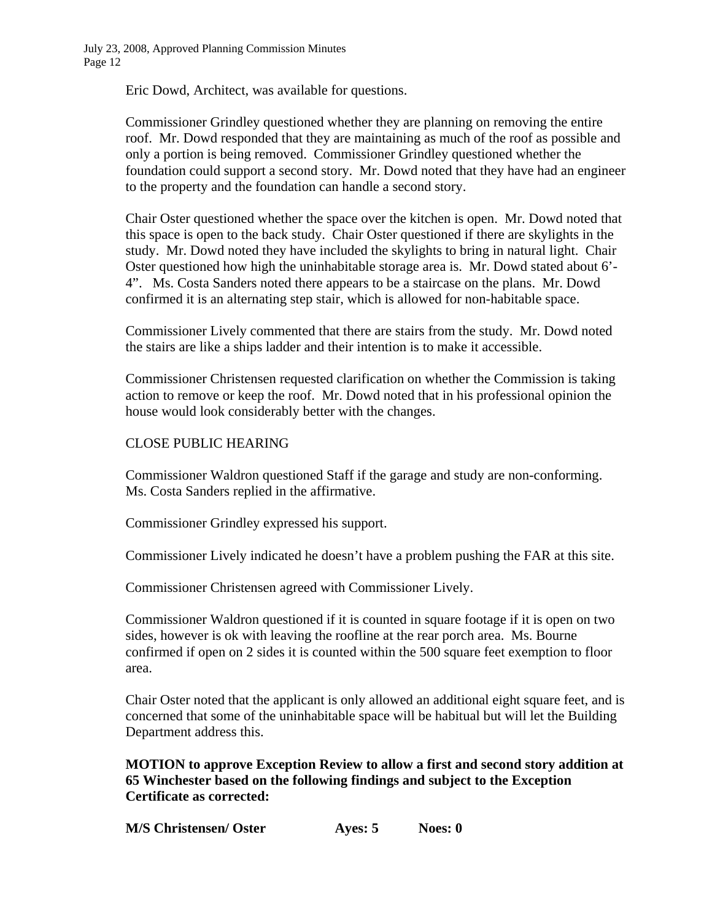Eric Dowd, Architect, was available for questions.

Commissioner Grindley questioned whether they are planning on removing the entire roof. Mr. Dowd responded that they are maintaining as much of the roof as possible and only a portion is being removed. Commissioner Grindley questioned whether the foundation could support a second story. Mr. Dowd noted that they have had an engineer to the property and the foundation can handle a second story.

Chair Oster questioned whether the space over the kitchen is open. Mr. Dowd noted that this space is open to the back study. Chair Oster questioned if there are skylights in the study. Mr. Dowd noted they have included the skylights to bring in natural light. Chair Oster questioned how high the uninhabitable storage area is. Mr. Dowd stated about 6'-4". Ms. Costa Sanders noted there appears to be a staircase on the plans. Mr. Dowd confirmed it is an alternating step stair, which is allowed for non-habitable space.

Commissioner Lively commented that there are stairs from the study. Mr. Dowd noted the stairs are like a ships ladder and their intention is to make it accessible.

Commissioner Christensen requested clarification on whether the Commission is taking action to remove or keep the roof. Mr. Dowd noted that in his professional opinion the house would look considerably better with the changes.

CLOSE PUBLIC HEARING

Commissioner Waldron questioned Staff if the garage and study are non-conforming. Ms. Costa Sanders replied in the affirmative.

Commissioner Grindley expressed his support.

Commissioner Lively indicated he doesn't have a problem pushing the FAR at this site.

Commissioner Christensen agreed with Commissioner Lively.

Commissioner Waldron questioned if it is counted in square footage if it is open on two sides, however is ok with leaving the roofline at the rear porch area. Ms. Bourne confirmed if open on 2 sides it is counted within the 500 square feet exemption to floor area.

Chair Oster noted that the applicant is only allowed an additional eight square feet, and is concerned that some of the uninhabitable space will be habitual but will let the Building Department address this.

**MOTION to approve Exception Review to allow a first and second story addition at 65 Winchester based on the following findings and subject to the Exception Certificate as corrected:**

**M/S Christensen/ Oster Ayes: 5 Noes: 0**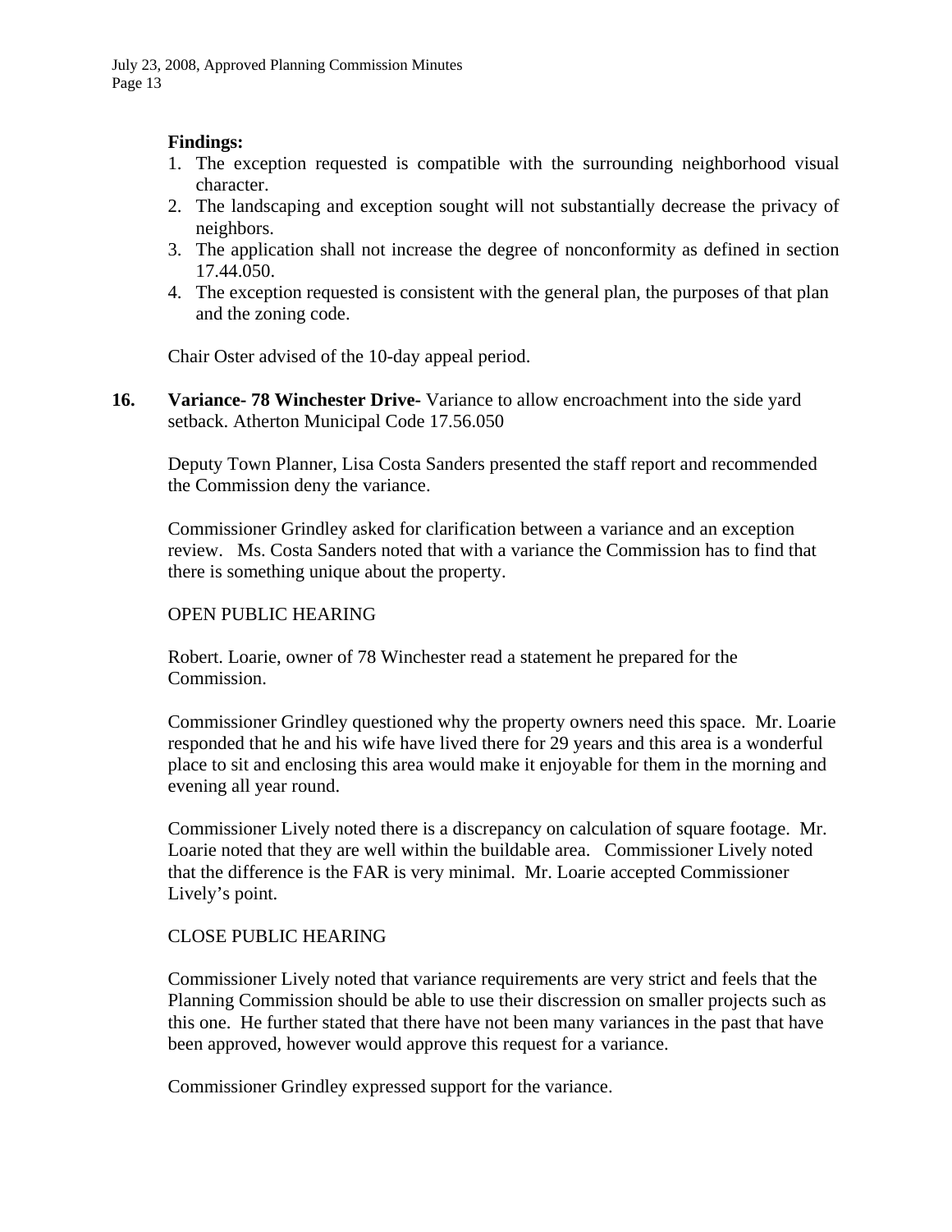**Findings:**

1. The exception requested is compatible with the surrounding neighborhood visual character.
2. The landscaping and exception sought will not substantially decrease the privacy of neighbors.
3. The application shall not increase the degree of nonconformity as defined in section 17.44.050.
4. The exception requested is consistent with the general plan, the purposes of that plan and the zoning code.

Chair Oster advised of the 10-day appeal period.

**16. Variance- 78 Winchester Drive-** Variance to allow encroachment into the side yard setback. Atherton Municipal Code 17.56.050

Deputy Town Planner, Lisa Costa Sanders presented the staff report and recommended the Commission deny the variance.

Commissioner Grindley asked for clarification between a variance and an exception review. Ms. Costa Sanders noted that with a variance the Commission has to find that there is something unique about the property.

OPEN PUBLIC HEARING

Robert. Loarie, owner of 78 Winchester read a statement he prepared for the Commission.

Commissioner Grindley questioned why the property owners need this space. Mr. Loarie responded that he and his wife have lived there for 29 years and this area is a wonderful place to sit and enclosing this area would make it enjoyable for them in the morning and evening all year round.

Commissioner Lively noted there is a discrepancy on calculation of square footage. Mr. Loarie noted that they are well within the buildable area. Commissioner Lively noted that the difference is the FAR is very minimal. Mr. Loarie accepted Commissioner Lively's point.

CLOSE PUBLIC HEARING

Commissioner Lively noted that variance requirements are very strict and feels that the Planning Commission should be able to use their discression on smaller projects such as this one. He further stated that there have not been many variances in the past that have been approved, however would approve this request for a variance.

Commissioner Grindley expressed support for the variance.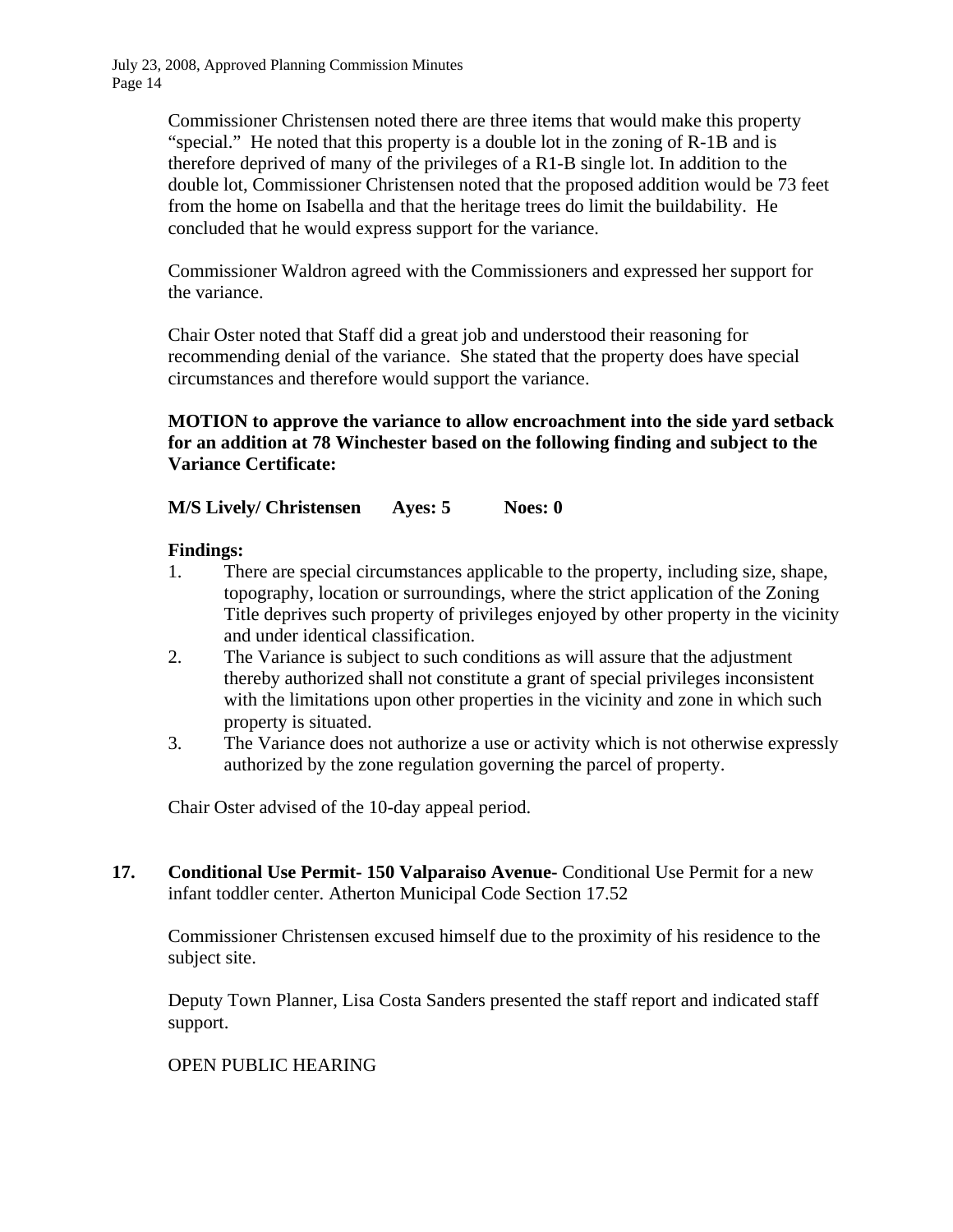Commissioner Christensen noted there are three items that would make this property "special." He noted that this property is a double lot in the zoning of R-1B and is therefore deprived of many of the privileges of a R1-B single lot. In addition to the double lot, Commissioner Christensen noted that the proposed addition would be 73 feet from the home on Isabella and that the heritage trees do limit the buildability. He concluded that he would express support for the variance.

Commissioner Waldron agreed with the Commissioners and expressed her support for the variance.

Chair Oster noted that Staff did a great job and understood their reasoning for recommending denial of the variance. She stated that the property does have special circumstances and therefore would support the variance.

**MOTION to approve the variance to allow encroachment into the side yard setback for an addition at 78 Winchester based on the following finding and subject to the Variance Certificate:**

**M/S Lively/ Christensen Ayes: 5 Noes: 0**

**Findings:**

1. There are special circumstances applicable to the property, including size, shape, topography, location or surroundings, where the strict application of the Zoning Title deprives such property of privileges enjoyed by other property in the vicinity and under identical classification.
2. The Variance is subject to such conditions as will assure that the adjustment thereby authorized shall not constitute a grant of special privileges inconsistent with the limitations upon other properties in the vicinity and zone in which such property is situated.
3. The Variance does not authorize a use or activity which is not otherwise expressly authorized by the zone regulation governing the parcel of property.

Chair Oster advised of the 10-day appeal period.

**17. Conditional Use Permit- 150 Valparaiso Avenue-** Conditional Use Permit for a new infant toddler center. Atherton Municipal Code Section 17.52

Commissioner Christensen excused himself due to the proximity of his residence to the subject site.

Deputy Town Planner, Lisa Costa Sanders presented the staff report and indicated staff support.

OPEN PUBLIC HEARING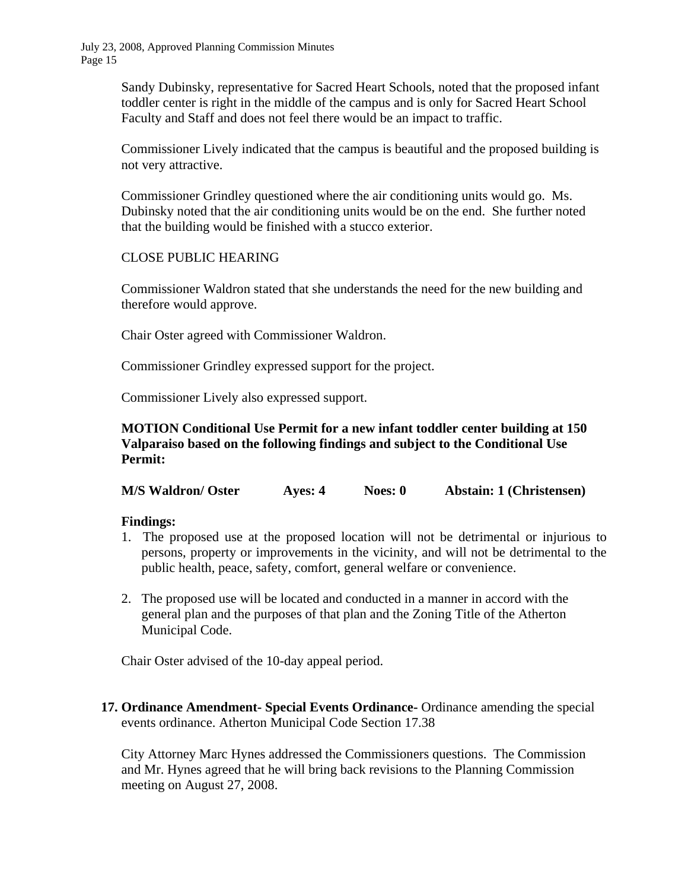Sandy Dubinsky, representative for Sacred Heart Schools, noted that the proposed infant toddler center is right in the middle of the campus and is only for Sacred Heart School Faculty and Staff and does not feel there would be an impact to traffic.

Commissioner Lively indicated that the campus is beautiful and the proposed building is not very attractive.

Commissioner Grindley questioned where the air conditioning units would go. Ms. Dubinsky noted that the air conditioning units would be on the end. She further noted that the building would be finished with a stucco exterior.

CLOSE PUBLIC HEARING

Commissioner Waldron stated that she understands the need for the new building and therefore would approve.

Chair Oster agreed with Commissioner Waldron.

Commissioner Grindley expressed support for the project.

Commissioner Lively also expressed support.

**MOTION Conditional Use Permit for a new infant toddler center building at 150 Valparaiso based on the following findings and subject to the Conditional Use Permit:**

**M/S Waldron/ Oster Ayes: 4 Noes: 0 Abstain: 1 (Christensen)**

**Findings:**

1. The proposed use at the proposed location will not be detrimental or injurious to persons, property or improvements in the vicinity, and will not be detrimental to the public health, peace, safety, comfort, general welfare or convenience.

2. The proposed use will be located and conducted in a manner in accord with the general plan and the purposes of that plan and the Zoning Title of the Atherton Municipal Code.

Chair Oster advised of the 10-day appeal period.

**17. Ordinance Amendment- Special Events Ordinance-** Ordinance amending the special events ordinance. Atherton Municipal Code Section 17.38

City Attorney Marc Hynes addressed the Commissioners questions. The Commission and Mr. Hynes agreed that he will bring back revisions to the Planning Commission meeting on August 27, 2008.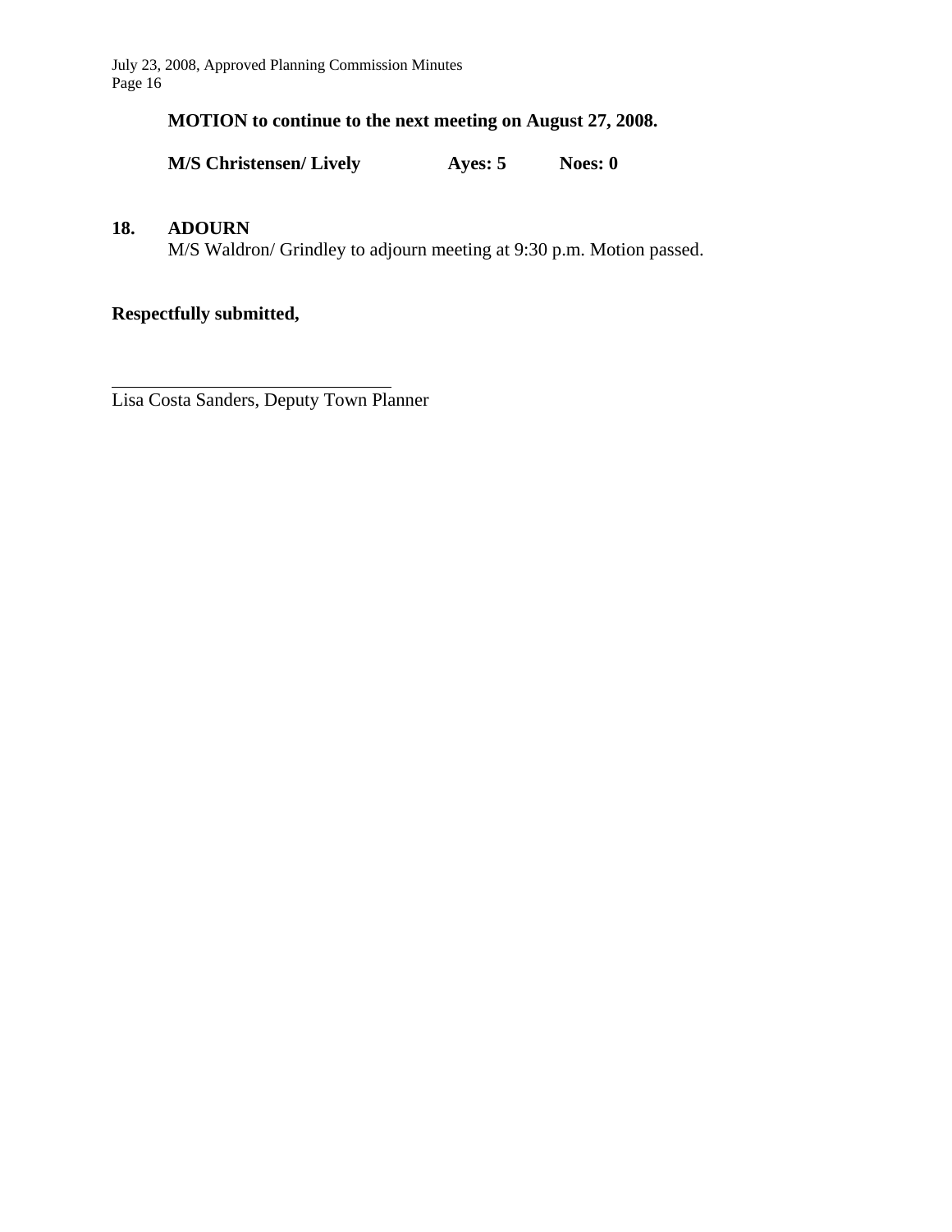**MOTION to continue to the next meeting on August 27, 2008.**

**M/S Christensen/ Lively** **Ayes: 5** **Noes: 0**

**18. ADOURN**

M/S Waldron/ Grindley to adjourn meeting at 9:30 p.m. Motion passed.

**Respectfully submitted,**

\_\_\_\_\_\_\_\_\_\_\_\_\_\_\_\_\_\_\_\_\_\_\_\_\_\_\_\_\_\_\_\_

Lisa Costa Sanders, Deputy Town Planner